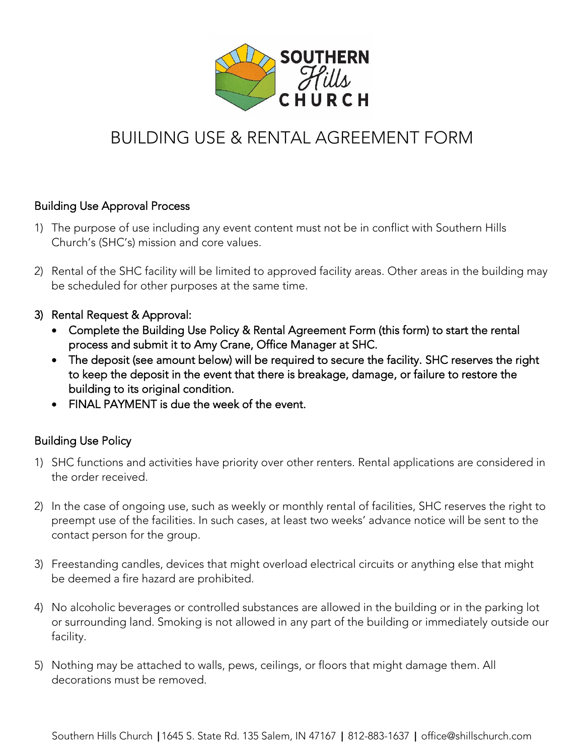# BUILDING USE & RENTAL AGREEMENT FORM

## Building Use Approval Process

1) The purpose of use including any event content must not be in conflict with Southern Hills Church's (SHC's) mission and core values.

2) Rental of the SHC facility will be limited to approved facility areas. Other areas in the building may be scheduled for other purposes at the same time.

3) **Rental Request & Approval:**
   - **Complete the Building Use Policy & Rental Agreement Form (this form) to start the rental process and submit it to Amy Crane, Office Manager at SHC.**
   - **The deposit (see amount below) will be required to secure the facility. SHC reserves the right to keep the deposit in the event that there is breakage, damage, or failure to restore the building to its original condition.**
   - **FINAL PAYMENT is due the week of the event.**

## Building Use Policy

1) SHC functions and activities have priority over other renters. Rental applications are considered in the order received.

2) In the case of ongoing use, such as weekly or monthly rental of facilities, SHC reserves the right to preempt use of the facilities. In such cases, at least two weeks' advance notice will be sent to the contact person for the group.

3) Freestanding candles, devices that might overload electrical circuits or anything else that might be deemed a fire hazard are prohibited.

4) No alcoholic beverages or controlled substances are allowed in the building or in the parking lot or surrounding land. Smoking is not allowed in any part of the building or immediately outside our facility.

5) Nothing may be attached to walls, pews, ceilings, or floors that might damage them. All decorations must be removed.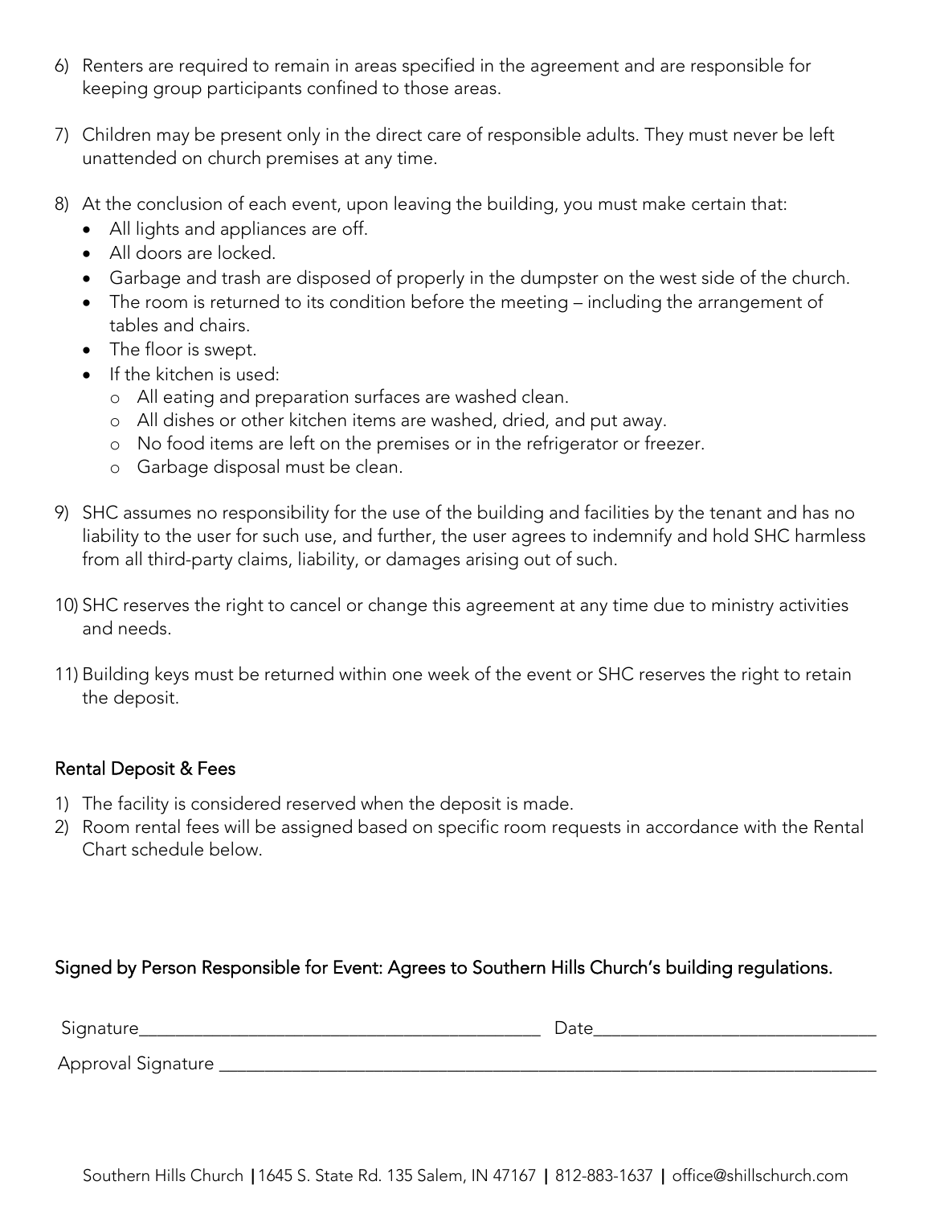6) Renters are required to remain in areas specified in the agreement and are responsible for keeping group participants confined to those areas.

7) Children may be present only in the direct care of responsible adults. They must never be left unattended on church premises at any time.

8) At the conclusion of each event, upon leaving the building, you must make certain that:
   - All lights and appliances are off.
   - All doors are locked.
   - Garbage and trash are disposed of properly in the dumpster on the west side of the church.
   - The room is returned to its condition before the meeting – including the arrangement of tables and chairs.
   - The floor is swept.
   - If the kitchen is used:
     - All eating and preparation surfaces are washed clean.
     - All dishes or other kitchen items are washed, dried, and put away.
     - No food items are left on the premises or in the refrigerator or freezer.
     - Garbage disposal must be clean.

9) SHC assumes no responsibility for the use of the building and facilities by the tenant and has no liability to the user for such use, and further, the user agrees to indemnify and hold SHC harmless from all third-party claims, liability, or damages arising out of such.

10) SHC reserves the right to cancel or change this agreement at any time due to ministry activities and needs.

11) Building keys must be returned within one week of the event or SHC reserves the right to retain the deposit.

## Rental Deposit & Fees

1) The facility is considered reserved when the deposit is made.
2) Room rental fees will be assigned based on specific room requests in accordance with the Rental Chart schedule below.

Signed by Person Responsible for Event: Agrees to Southern Hills Church's building regulations.

Signature\_\_\_\_\_\_\_\_\_\_\_\_\_\_\_\_\_\_\_\_\_\_\_\_\_\_\_\_\_\_\_\_\_\_\_\_\_\_\_\_ Date\_\_\_\_\_\_\_\_\_\_\_\_\_\_\_\_\_\_\_\_\_\_\_\_\_\_\_\_

Approval Signature \_\_\_\_\_\_\_\_\_\_\_\_\_\_\_\_\_\_\_\_\_\_\_\_\_\_\_\_\_\_\_\_\_\_\_\_\_\_\_\_\_\_\_\_\_\_\_\_\_\_\_\_\_\_\_\_\_\_\_\_\_\_\_\_

Southern Hills Church | 1645 S. State Rd. 135 Salem, IN 47167 | 812-883-1637 | office@shillschurch.com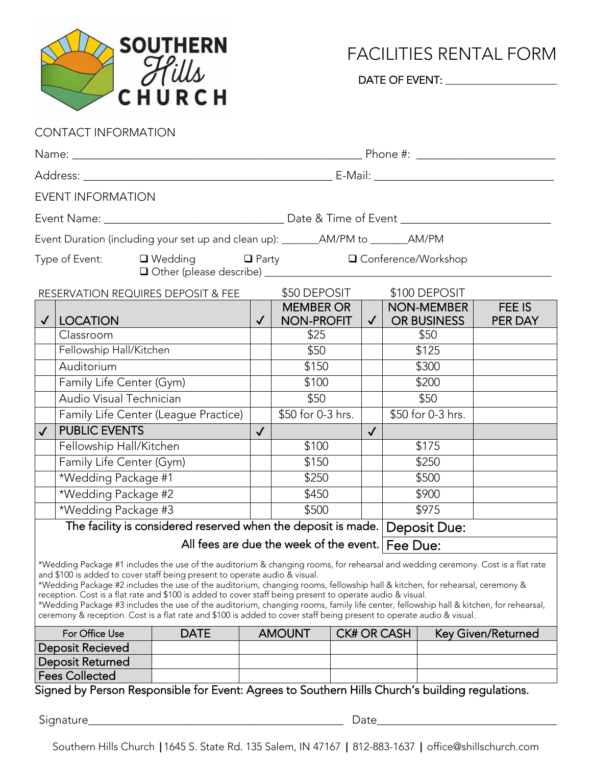SOUTHERN Hills CHURCH

# FACILITIES RENTAL FORM

DATE OF EVENT: ____________________

CONTACT INFORMATION

Name: ________________________________________________ Phone #: ________________________

Address: __________________________________________ E-Mail: ______________________________

EVENT INFORMATION

Event Name: ______________________________ Date & Time of Event __________________________

Event Duration (including your set up and clean up): _______AM/PM to _______AM/PM

Type of Event: ❑ Wedding ❑ Party ❑ Conference/Workshop
❑ Other (please describe) ______________________________________________

| ✓ | RESERVATION REQUIRES DEPOSIT & FEE<br>LOCATION | ✓ | $50 DEPOSIT<br>MEMBER OR NON-PROFIT | ✓ | $100 DEPOSIT<br>NON-MEMBER OR BUSINESS | FEE IS PER DAY |
|---|---|---|---|---|---|---|
| | Classroom | | $25 | | $50 | |
| | Fellowship Hall/Kitchen | | $50 | | $125 | |
| | Auditorium | | $150 | | $300 | |
| | Family Life Center (Gym) | | $100 | | $200 | |
| | Audio Visual Technician | | $50 | | $50 | |
| | Family Life Center (League Practice) | | $50 for 0-3 hrs. | | $50 for 0-3 hrs. | |
| ✓ | PUBLIC EVENTS | ✓ | | ✓ | | |
| | Fellowship Hall/Kitchen | | $100 | | $175 | |
| | Family Life Center (Gym) | | $150 | | $250 | |
| | *Wedding Package #1 | | $250 | | $500 | |
| | *Wedding Package #2 | | $450 | | $900 | |
| | *Wedding Package #3 | | $500 | | $975 | |

The facility is considered reserved when the deposit is made. **Deposit Due:**

All fees are due the week of the event. **Fee Due:**

*Wedding Package #1 includes the use of the auditorium & changing rooms, for rehearsal and wedding ceremony. Cost is a flat rate and $100 is added to cover staff being present to operate audio & visual.
*Wedding Package #2 includes the use of the auditorium, changing rooms, fellowship hall & kitchen, for rehearsal, ceremony & reception. Cost is a flat rate and $100 is added to cover staff being present to operate audio & visual.
*Wedding Package #3 includes the use of the auditorium, changing rooms, family life center, fellowship hall & kitchen, for rehearsal, ceremony & reception. Cost is a flat rate and $100 is added to cover staff being present to operate audio & visual.

| For Office Use | DATE | AMOUNT | CK# OR CASH | Key Given/Returned |
|---|---|---|---|---|
| Deposit Recieved | | | | |
| Deposit Returned | | | | |
| Fees Collected | | | | |

Signed by Person Responsible for Event: Agrees to Southern Hills Church's building regulations.

Signature____________________________________________ Date_______________________________

Southern Hills Church | 1645 S. State Rd. 135 Salem, IN 47167 | 812-883-1637 | office@shillschurch.com